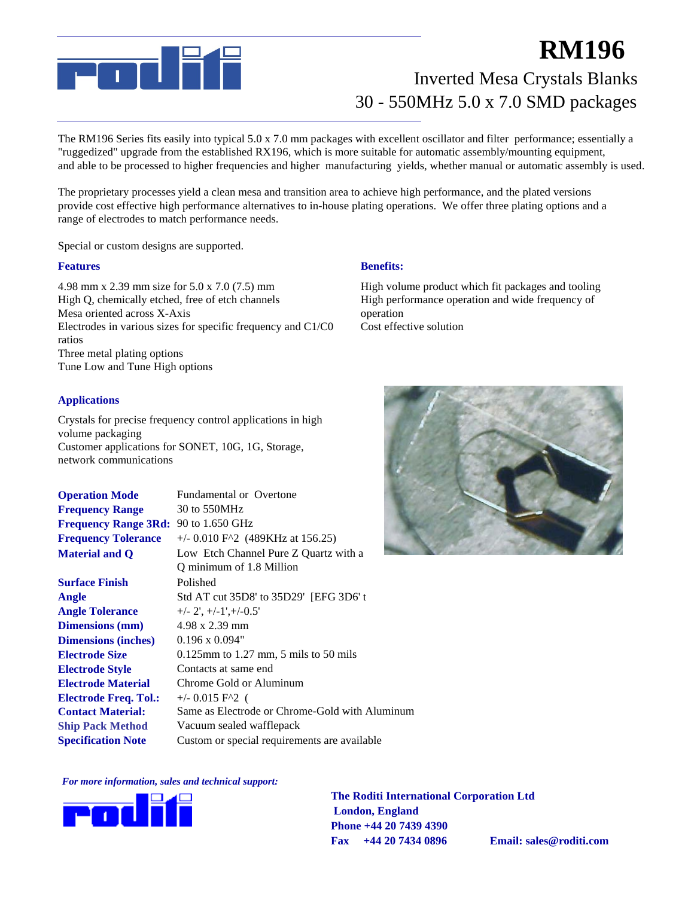# RM196

## Inverted Mesa Crystals Blanks
## 30 - 550MHz 5.0 x 7.0 SMD packages

The RM196 Series fits easily into typical 5.0 x 7.0 mm packages with excellent oscillator and filter performance; essentially a "ruggedized" upgrade from the established RX196, which is more suitable for automatic assembly/mounting equipment, and able to be processed to higher frequencies and higher manufacturing yields, whether manual or automatic assembly is used.

The proprietary processes yield a clean mesa and transition area to achieve high performance, and the plated versions provide cost effective high performance alternatives to in-house plating operations. We offer three plating options and a range of electrodes to match performance needs.

Special or custom designs are supported.

### Features

4.98 mm x 2.39 mm size for 5.0 x 7.0 (7.5) mm
High Q, chemically etched, free of etch channels
Mesa oriented across X-Axis
Electrodes in various sizes for specific frequency and C1/C0 ratios
Three metal plating options
Tune Low and Tune High options

### Benefits:

High volume product which fit packages and tooling
High performance operation and wide frequency of operation
Cost effective solution

### Applications

Crystals for precise frequency control applications in high volume packaging
Customer applications for SONET, 10G, 1G, Storage, network communications

| | |
|---|---|
| **Operation Mode** | Fundamental or Overtone |
| **Frequency Range** | 30 to 550MHz |
| **Frequency Range 3Rd:** | 90 to 1.650 GHz |
| **Frequency Tolerance** | +/- 0.010 F^2 (489KHz at 156.25) |
| **Material and Q** | Low Etch Channel Pure Z Quartz with a Q minimum of 1.8 Million |
| **Surface Finish** | Polished |
| **Angle** | Std AT cut 35D8' to 35D29' [EFG 3D6' t |
| **Angle Tolerance** | +/- 2', +/-1',+/-0.5' |
| **Dimensions (mm)** | 4.98 x 2.39 mm |
| **Dimensions (inches)** | 0.196 x 0.094" |
| **Electrode Size** | 0.125mm to 1.27 mm, 5 mils to 50 mils |
| **Electrode Style** | Contacts at same end |
| **Electrode Material** | Chrome Gold or Aluminum |
| **Electrode Freq. Tol.:** | +/- 0.015 F^2 ( |
| **Contact Material:** | Same as Electrode or Chrome-Gold with Aluminum |
| **Ship Pack Method** | Vacuum sealed wafflepack |
| **Specification Note** | Custom or special requirements are available |

***For more information, sales and technical support:***

**The Roditi International Corporation Ltd**
**London, England**
**Phone +44 20 7439 4390**
**Fax +44 20 7434 0896**
**Email: sales@roditi.com**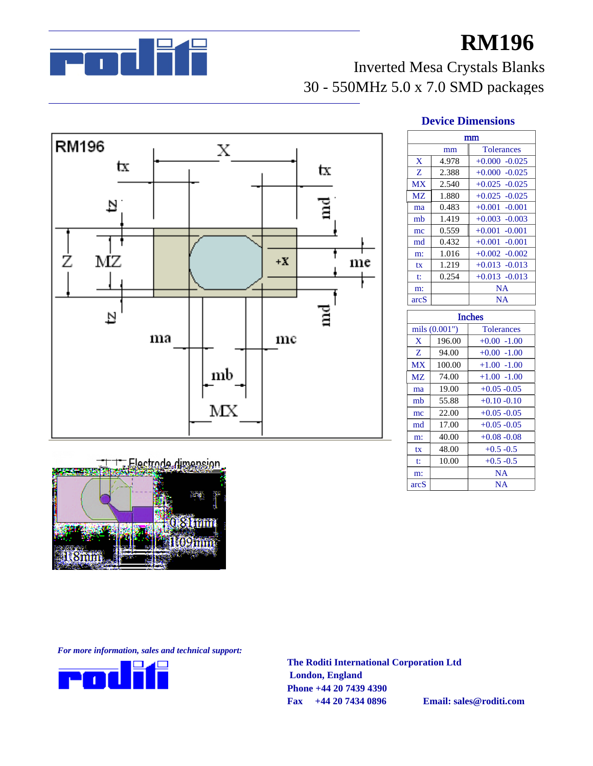# RM196

Inverted Mesa Crystals Blanks
30 - 550MHz 5.0 x 7.0 SMD packages

## Device Dimensions

RM196

X
tx
tx
tz
md
Z
MZ
+X
me
tz
md
ma
mc
mb
MX

Electrode dimension
0.81mm
1.09mm
1.8mm

| mm | | |
|---|---|---|
| | mm | Tolerances |
| X | 4.978 | +0.000 -0.025 |
| Z | 2.388 | +0.000 -0.025 |
| MX | 2.540 | +0.025 -0.025 |
| MZ | 1.880 | +0.025 -0.025 |
| ma | 0.483 | +0.001 -0.001 |
| mb | 1.419 | +0.003 -0.003 |
| mc | 0.559 | +0.001 -0.001 |
| md | 0.432 | +0.001 -0.001 |
| m: | 1.016 | +0.002 -0.002 |
| tx | 1.219 | +0.013 -0.013 |
| t: | 0.254 | +0.013 -0.013 |
| m: | | NA |
| arcS | | NA |

| Inches | | |
|---|---|---|
| mils (0.001") | | Tolerances |
| X | 196.00 | +0.00 -1.00 |
| Z | 94.00 | +0.00 -1.00 |
| MX | 100.00 | +1.00 -1.00 |
| MZ | 74.00 | +1.00 -1.00 |
| ma | 19.00 | +0.05 -0.05 |
| mb | 55.88 | +0.10 -0.10 |
| mc | 22.00 | +0.05 -0.05 |
| md | 17.00 | +0.05 -0.05 |
| m: | 40.00 | +0.08 -0.08 |
| tx | 48.00 | +0.5 -0.5 |
| t: | 10.00 | +0.5 -0.5 |
| m: | | NA |
| arcS | | NA |

*For more information, sales and technical support:*

**The Roditi International Corporation Ltd**
**London, England**
**Phone +44 20 7439 4390**
**Fax +44 20 7434 0896**
**Email: sales@roditi.com**